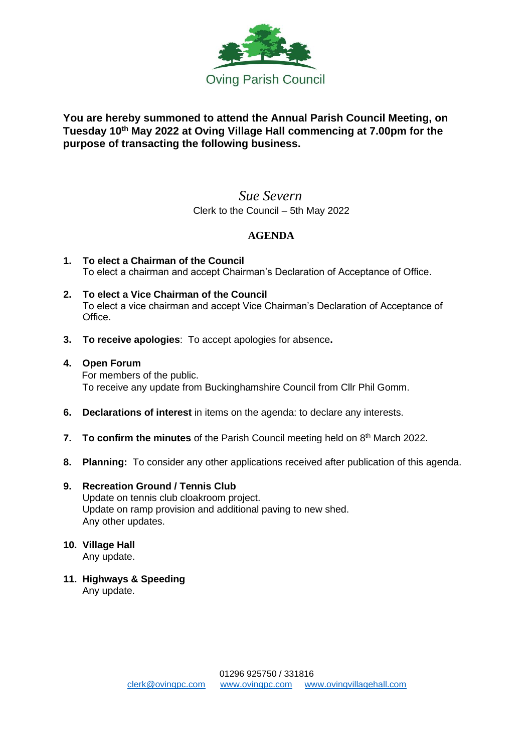Oving Parish Council

**You are hereby summoned to attend the Annual Parish Council Meeting, on Tuesday 10th May 2022 at Oving Village Hall commencing at 7.00pm for the purpose of transacting the following business.**

*Sue Severn*
Clerk to the Council – 5th May 2022

## AGENDA

1. **To elect a Chairman of the Council**
   To elect a chairman and accept Chairman's Declaration of Acceptance of Office.

2. **To elect a Vice Chairman of the Council**
   To elect a vice chairman and accept Vice Chairman's Declaration of Acceptance of Office.

3. **To receive apologies**: To accept apologies for absence**.**

4. **Open Forum**
   For members of the public.
   To receive any update from Buckinghamshire Council from Cllr Phil Gomm.

6. **Declarations of interest** in items on the agenda: to declare any interests.

7. **To confirm the minutes** of the Parish Council meeting held on 8th March 2022.

8. **Planning:** To consider any other applications received after publication of this agenda.

9. **Recreation Ground / Tennis Club**
   Update on tennis club cloakroom project.
   Update on ramp provision and additional paving to new shed.
   Any other updates.

10. **Village Hall**
    Any update.

11. **Highways & Speeding**
    Any update.

01296 925750 / 331816
clerk@ovingpc.com www.ovingpc.com www.ovingvillagehall.com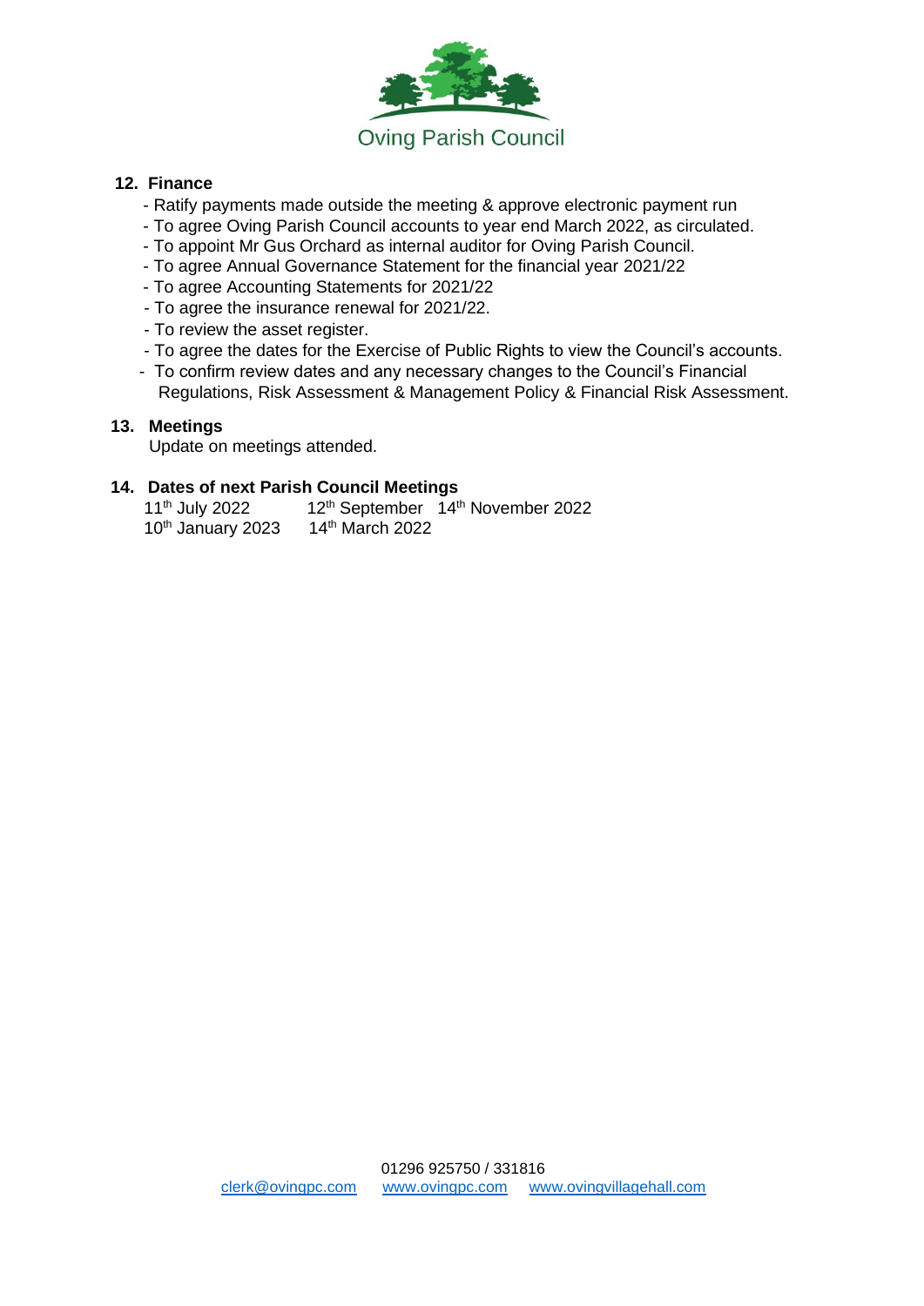Oving Parish Council

**12. Finance**

- Ratify payments made outside the meeting & approve electronic payment run
- To agree Oving Parish Council accounts to year end March 2022, as circulated.
- To appoint Mr Gus Orchard as internal auditor for Oving Parish Council.
- To agree Annual Governance Statement for the financial year 2021/22
- To agree Accounting Statements for 2021/22
- To agree the insurance renewal for 2021/22.
- To review the asset register.
- To agree the dates for the Exercise of Public Rights to view the Council's accounts.
- To confirm review dates and any necessary changes to the Council's Financial Regulations, Risk Assessment & Management Policy & Financial Risk Assessment.

**13. Meetings**

Update on meetings attended.

**14. Dates of next Parish Council Meetings**

11th July 2022 12th September 14th November 2022
10th January 2023 14th March 2022

01296 925750 / 331816
clerk@ovingpc.com www.ovingpc.com www.ovingvillagehall.com